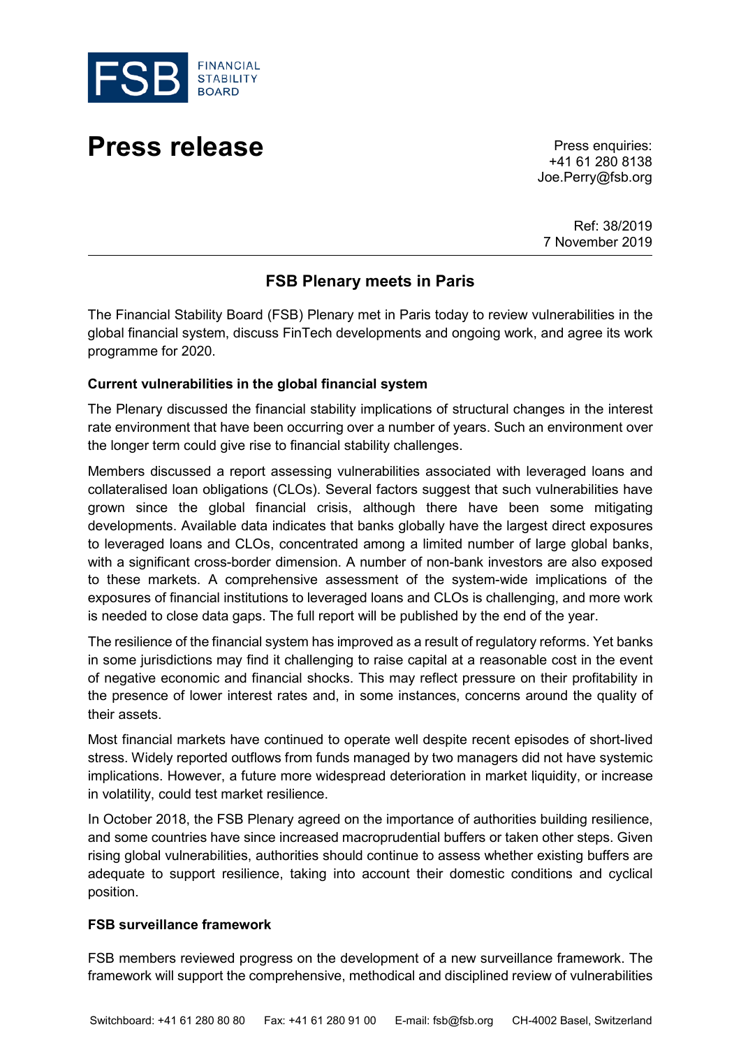# Press release

Press enquiries:
+41 61 280 8138
Joe.Perry@fsb.org

Ref: 38/2019
7 November 2019

## FSB Plenary meets in Paris

The Financial Stability Board (FSB) Plenary met in Paris today to review vulnerabilities in the global financial system, discuss FinTech developments and ongoing work, and agree its work programme for 2020.

### Current vulnerabilities in the global financial system

The Plenary discussed the financial stability implications of structural changes in the interest rate environment that have been occurring over a number of years. Such an environment over the longer term could give rise to financial stability challenges.

Members discussed a report assessing vulnerabilities associated with leveraged loans and collateralised loan obligations (CLOs). Several factors suggest that such vulnerabilities have grown since the global financial crisis, although there have been some mitigating developments. Available data indicates that banks globally have the largest direct exposures to leveraged loans and CLOs, concentrated among a limited number of large global banks, with a significant cross-border dimension. A number of non-bank investors are also exposed to these markets. A comprehensive assessment of the system-wide implications of the exposures of financial institutions to leveraged loans and CLOs is challenging, and more work is needed to close data gaps. The full report will be published by the end of the year.

The resilience of the financial system has improved as a result of regulatory reforms. Yet banks in some jurisdictions may find it challenging to raise capital at a reasonable cost in the event of negative economic and financial shocks. This may reflect pressure on their profitability in the presence of lower interest rates and, in some instances, concerns around the quality of their assets.

Most financial markets have continued to operate well despite recent episodes of short-lived stress. Widely reported outflows from funds managed by two managers did not have systemic implications. However, a future more widespread deterioration in market liquidity, or increase in volatility, could test market resilience.

In October 2018, the FSB Plenary agreed on the importance of authorities building resilience, and some countries have since increased macroprudential buffers or taken other steps. Given rising global vulnerabilities, authorities should continue to assess whether existing buffers are adequate to support resilience, taking into account their domestic conditions and cyclical position.

### FSB surveillance framework

FSB members reviewed progress on the development of a new surveillance framework. The framework will support the comprehensive, methodical and disciplined review of vulnerabilities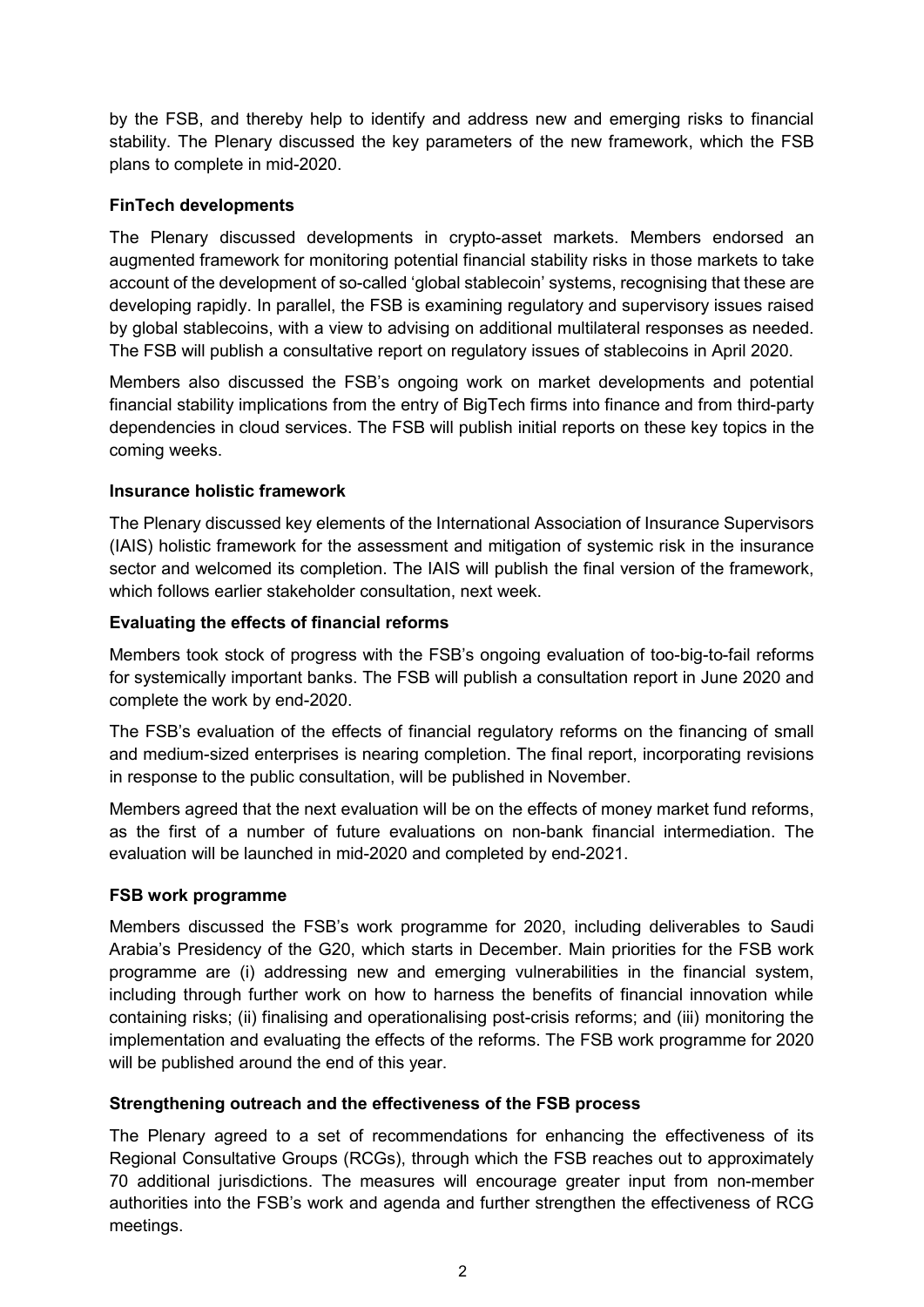by the FSB, and thereby help to identify and address new and emerging risks to financial stability. The Plenary discussed the key parameters of the new framework, which the FSB plans to complete in mid-2020.

**FinTech developments**

The Plenary discussed developments in crypto-asset markets. Members endorsed an augmented framework for monitoring potential financial stability risks in those markets to take account of the development of so-called 'global stablecoin' systems, recognising that these are developing rapidly. In parallel, the FSB is examining regulatory and supervisory issues raised by global stablecoins, with a view to advising on additional multilateral responses as needed. The FSB will publish a consultative report on regulatory issues of stablecoins in April 2020.

Members also discussed the FSB's ongoing work on market developments and potential financial stability implications from the entry of BigTech firms into finance and from third-party dependencies in cloud services. The FSB will publish initial reports on these key topics in the coming weeks.

**Insurance holistic framework**

The Plenary discussed key elements of the International Association of Insurance Supervisors (IAIS) holistic framework for the assessment and mitigation of systemic risk in the insurance sector and welcomed its completion. The IAIS will publish the final version of the framework, which follows earlier stakeholder consultation, next week.

**Evaluating the effects of financial reforms**

Members took stock of progress with the FSB's ongoing evaluation of too-big-to-fail reforms for systemically important banks. The FSB will publish a consultation report in June 2020 and complete the work by end-2020.

The FSB's evaluation of the effects of financial regulatory reforms on the financing of small and medium-sized enterprises is nearing completion. The final report, incorporating revisions in response to the public consultation, will be published in November.

Members agreed that the next evaluation will be on the effects of money market fund reforms, as the first of a number of future evaluations on non-bank financial intermediation. The evaluation will be launched in mid-2020 and completed by end-2021.

**FSB work programme**

Members discussed the FSB's work programme for 2020, including deliverables to Saudi Arabia's Presidency of the G20, which starts in December. Main priorities for the FSB work programme are (i) addressing new and emerging vulnerabilities in the financial system, including through further work on how to harness the benefits of financial innovation while containing risks; (ii) finalising and operationalising post-crisis reforms; and (iii) monitoring the implementation and evaluating the effects of the reforms. The FSB work programme for 2020 will be published around the end of this year.

**Strengthening outreach and the effectiveness of the FSB process**

The Plenary agreed to a set of recommendations for enhancing the effectiveness of its Regional Consultative Groups (RCGs), through which the FSB reaches out to approximately 70 additional jurisdictions. The measures will encourage greater input from non-member authorities into the FSB's work and agenda and further strengthen the effectiveness of RCG meetings.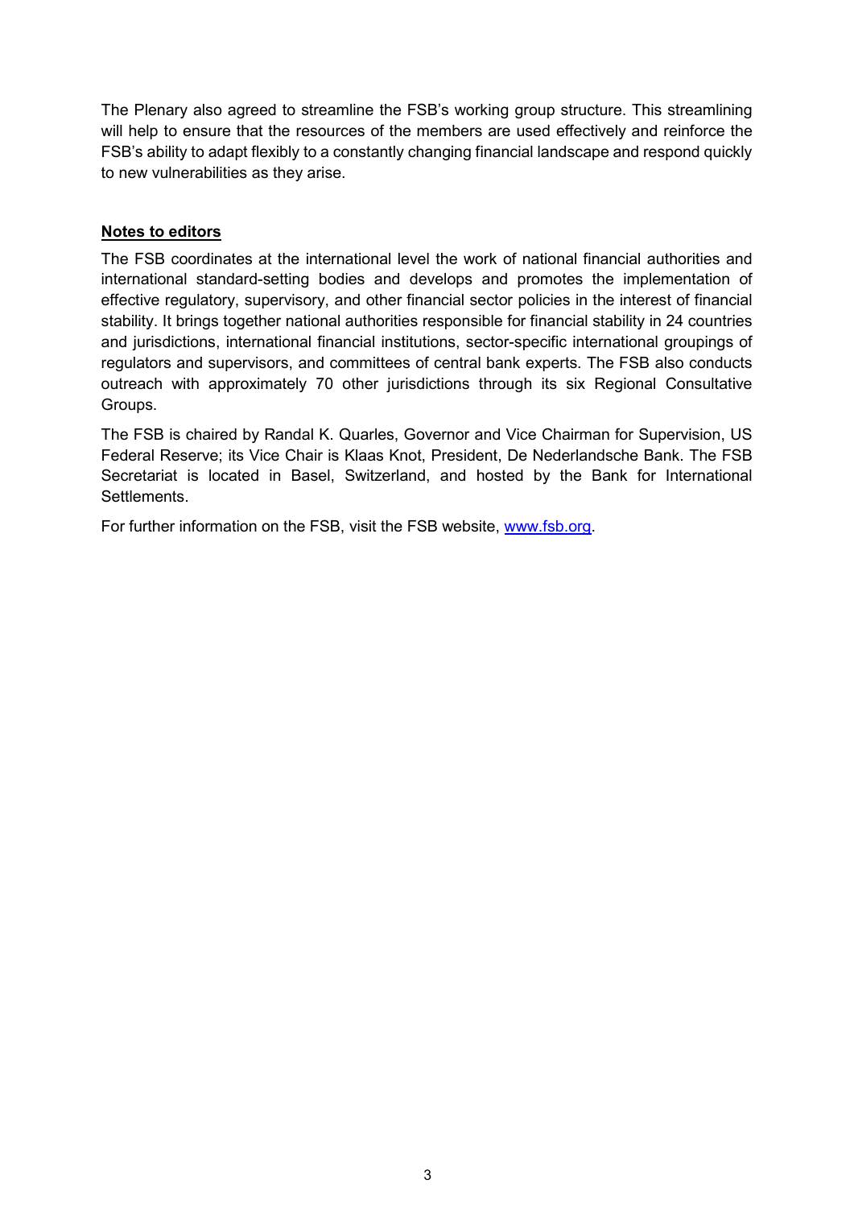The Plenary also agreed to streamline the FSB's working group structure. This streamlining will help to ensure that the resources of the members are used effectively and reinforce the FSB's ability to adapt flexibly to a constantly changing financial landscape and respond quickly to new vulnerabilities as they arise.

**Notes to editors**

The FSB coordinates at the international level the work of national financial authorities and international standard-setting bodies and develops and promotes the implementation of effective regulatory, supervisory, and other financial sector policies in the interest of financial stability. It brings together national authorities responsible for financial stability in 24 countries and jurisdictions, international financial institutions, sector-specific international groupings of regulators and supervisors, and committees of central bank experts. The FSB also conducts outreach with approximately 70 other jurisdictions through its six Regional Consultative Groups.

The FSB is chaired by Randal K. Quarles, Governor and Vice Chairman for Supervision, US Federal Reserve; its Vice Chair is Klaas Knot, President, De Nederlandsche Bank. The FSB Secretariat is located in Basel, Switzerland, and hosted by the Bank for International Settlements.

For further information on the FSB, visit the FSB website, [www.fsb.org](http://www.fsb.org).